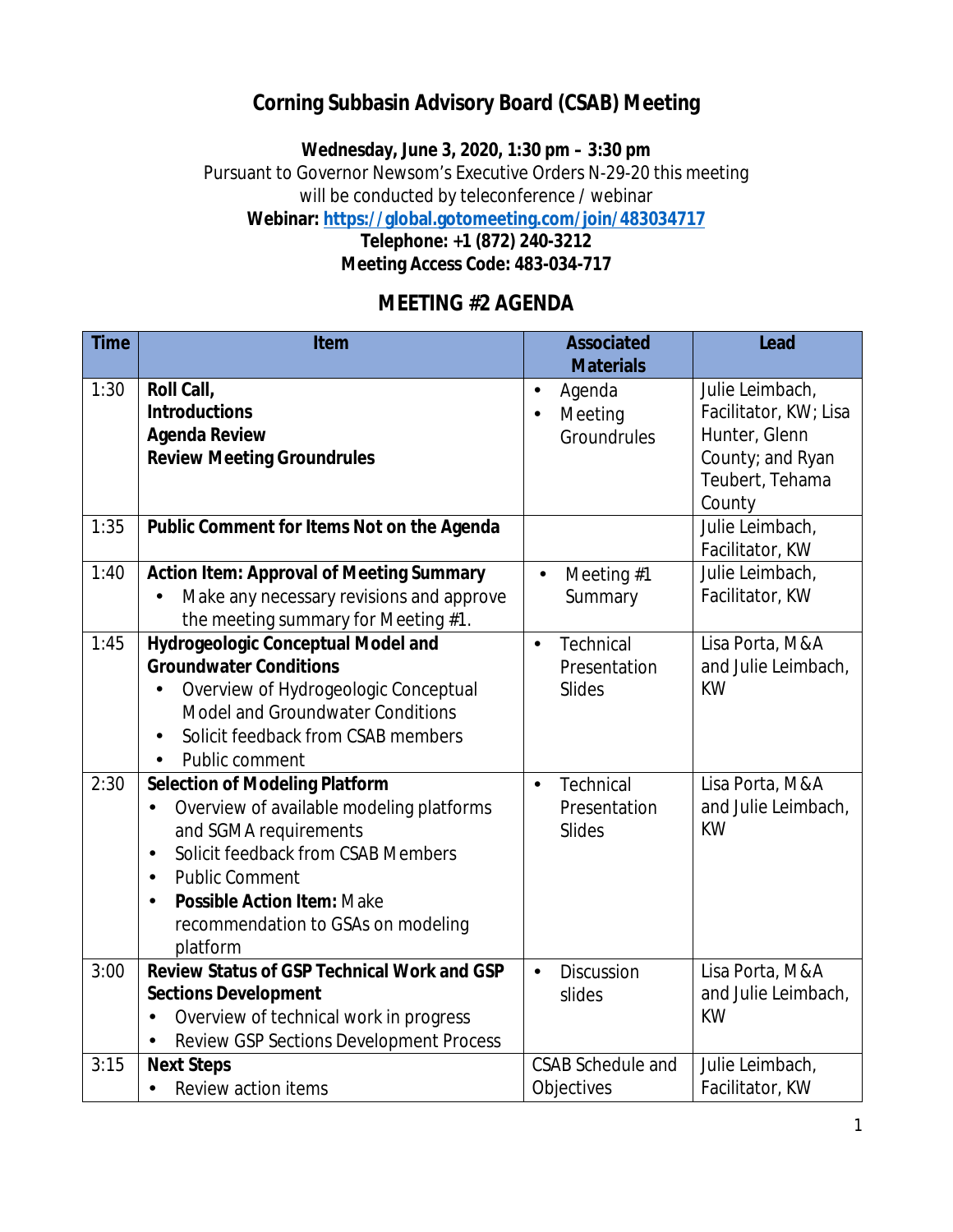# Corning Subbasin Advisory Board (CSAB) Meeting

**Wednesday, June 3, 2020, 1:30 pm – 3:30 pm**

Pursuant to Governor Newsom's Executive Orders N-29-20 this meeting will be conducted by teleconference / webinar

**Webinar: https://global.gotomeeting.com/join/483034717**

**Telephone: +1 (872) 240-3212**

**Meeting Access Code: 483-034-717**

## MEETING #2 AGENDA

| Time | Item | Associated Materials | Lead |
|---|---|---|---|
| 1:30 | **Roll Call,**<br>**Introductions**<br>**Agenda Review**<br>**Review Meeting Groundrules** | • Agenda<br>• Meeting Groundrules | Julie Leimbach, Facilitator, KW; Lisa Hunter, Glenn County; and Ryan Teubert, Tehama County |
| 1:35 | **Public Comment for Items Not on the Agenda** | | Julie Leimbach, Facilitator, KW |
| 1:40 | **Action Item: Approval of Meeting Summary**<br>• Make any necessary revisions and approve the meeting summary for Meeting #1. | • Meeting #1 Summary | Julie Leimbach, Facilitator, KW |
| 1:45 | **Hydrogeologic Conceptual Model and Groundwater Conditions**<br>• Overview of Hydrogeologic Conceptual Model and Groundwater Conditions<br>• Solicit feedback from CSAB members<br>• Public comment | • Technical Presentation Slides | Lisa Porta, M&A and Julie Leimbach, KW |
| 2:30 | **Selection of Modeling Platform**<br>• Overview of available modeling platforms and SGMA requirements<br>• Solicit feedback from CSAB Members<br>• Public Comment<br>• **Possible Action Item:** Make recommendation to GSAs on modeling platform | • Technical Presentation Slides | Lisa Porta, M&A and Julie Leimbach, KW |
| 3:00 | **Review Status of GSP Technical Work and GSP Sections Development**<br>• Overview of technical work in progress<br>• Review GSP Sections Development Process | • Discussion slides | Lisa Porta, M&A and Julie Leimbach, KW |
| 3:15 | **Next Steps**<br>• Review action items | CSAB Schedule and Objectives | Julie Leimbach, Facilitator, KW |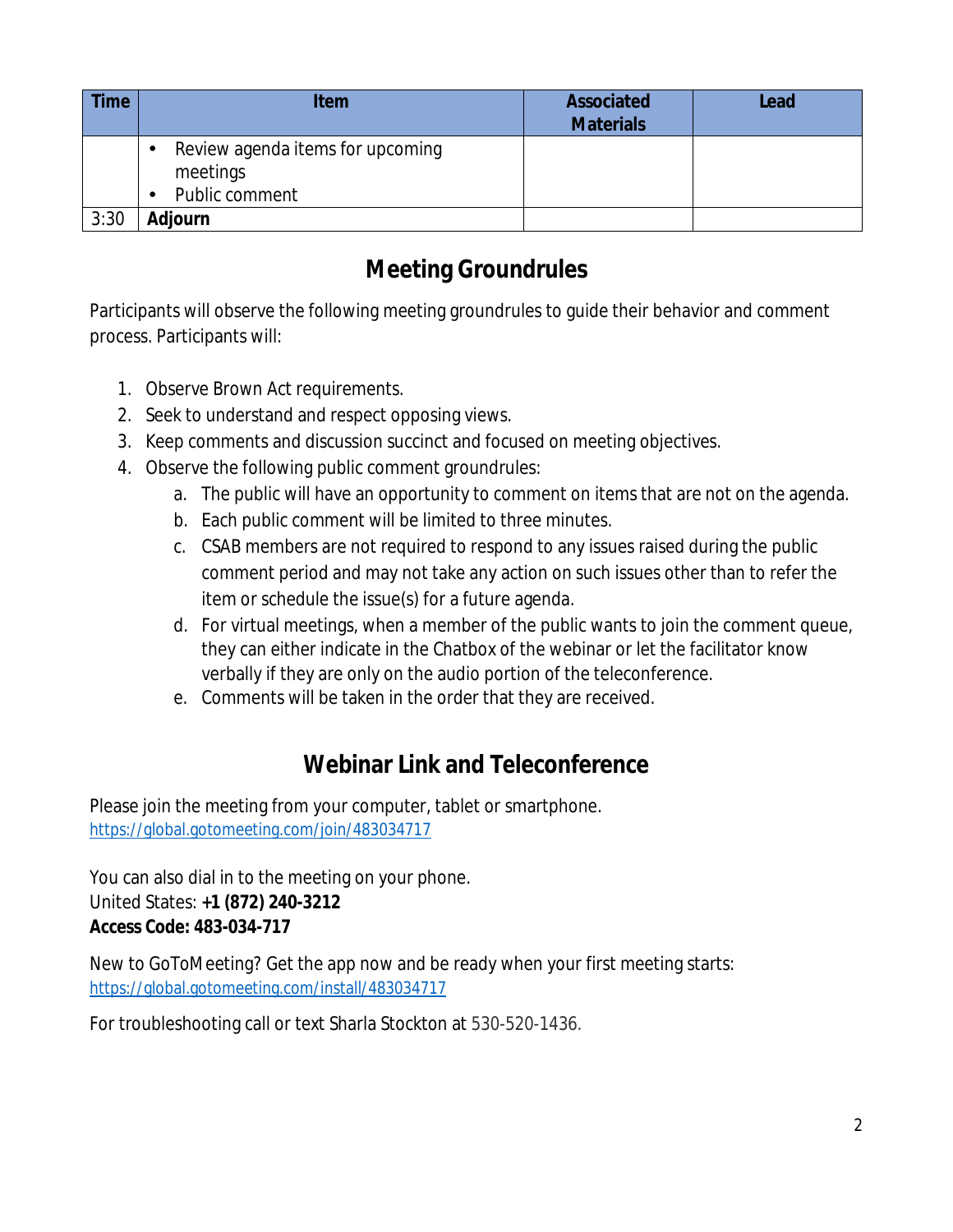| Time | Item | Associated Materials | Lead |
|---|---|---|---|
| | • Review agenda items for upcoming meetings<br>• Public comment | | |
| 3:30 | **Adjourn** | | |

## Meeting Groundrules

Participants will observe the following meeting groundrules to guide their behavior and comment process. Participants will:

1. Observe Brown Act requirements.
2. Seek to understand and respect opposing views.
3. Keep comments and discussion succinct and focused on meeting objectives.
4. Observe the following public comment groundrules:
   a. The public will have an opportunity to comment on items that are not on the agenda.
   b. Each public comment will be limited to three minutes.
   c. CSAB members are not required to respond to any issues raised during the public comment period and may not take any action on such issues other than to refer the item or schedule the issue(s) for a future agenda.
   d. For virtual meetings, when a member of the public wants to join the comment queue, they can either indicate in the Chatbox of the webinar or let the facilitator know verbally if they are only on the audio portion of the teleconference.
   e. Comments will be taken in the order that they are received.

## Webinar Link and Teleconference

Please join the meeting from your computer, tablet or smartphone.
https://global.gotomeeting.com/join/483034717

You can also dial in to the meeting on your phone.
United States: **+1 (872) 240-3212**
**Access Code: 483-034-717**

New to GoToMeeting? Get the app now and be ready when your first meeting starts:
https://global.gotomeeting.com/install/483034717

For troubleshooting call or text Sharla Stockton at 530-520-1436.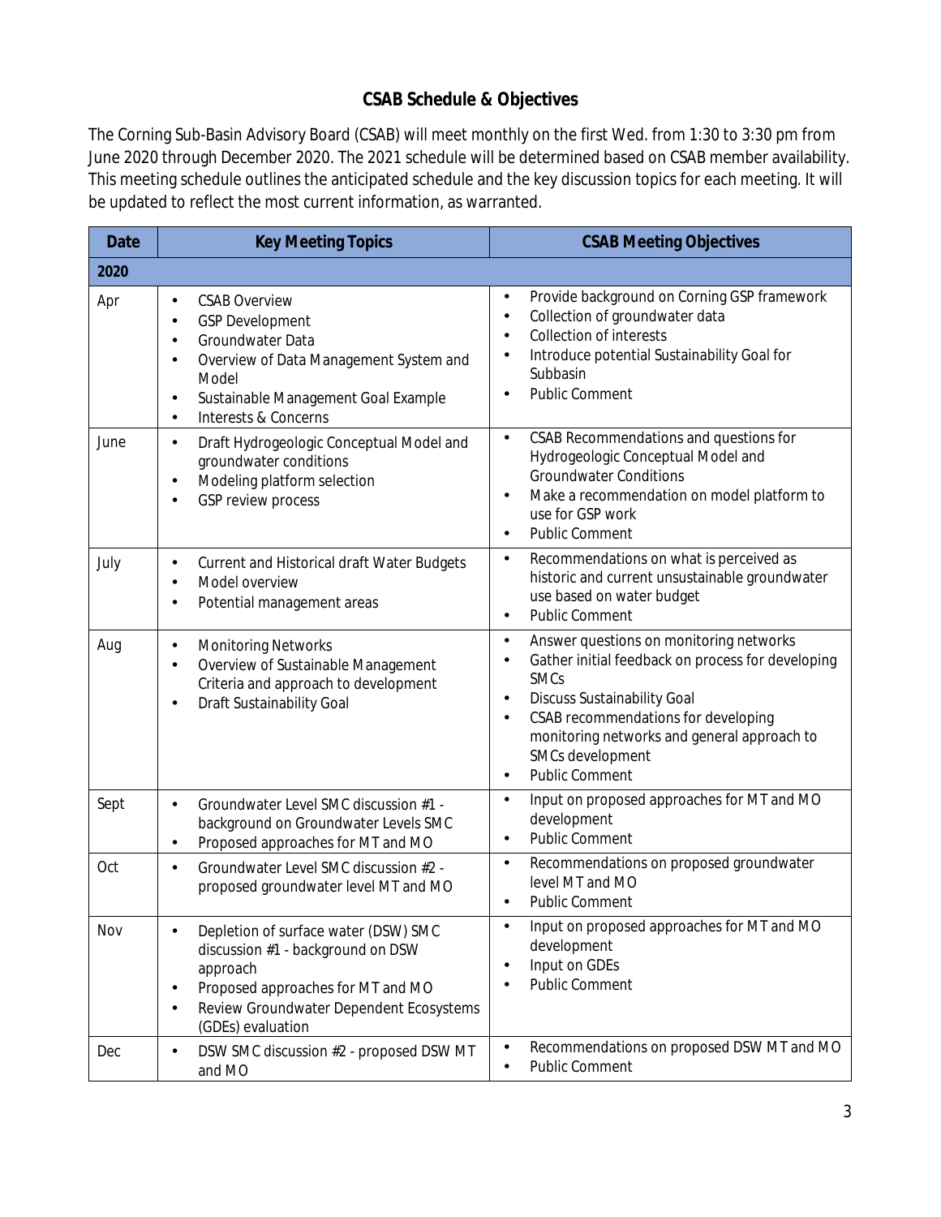# CSAB Schedule & Objectives

The Corning Sub-Basin Advisory Board (CSAB) will meet monthly on the first Wed. from 1:30 to 3:30 pm from June 2020 through December 2020. The 2021 schedule will be determined based on CSAB member availability. This meeting schedule outlines the anticipated schedule and the key discussion topics for each meeting. It will be updated to reflect the most current information, as warranted.

| Date | Key Meeting Topics | CSAB Meeting Objectives |
|---|---|---|
| **2020** | | |
| Apr | • CSAB Overview<br>• GSP Development<br>• Groundwater Data<br>• Overview of Data Management System and Model<br>• Sustainable Management Goal Example<br>• Interests & Concerns | • Provide background on Corning GSP framework<br>• Collection of groundwater data<br>• Collection of interests<br>• Introduce potential Sustainability Goal for Subbasin<br>• Public Comment |
| June | • Draft Hydrogeologic Conceptual Model and groundwater conditions<br>• Modeling platform selection<br>• GSP review process | • CSAB Recommendations and questions for Hydrogeologic Conceptual Model and Groundwater Conditions<br>• Make a recommendation on model platform to use for GSP work<br>• Public Comment |
| July | • Current and Historical draft Water Budgets<br>• Model overview<br>• Potential management areas | • Recommendations on what is perceived as historic and current unsustainable groundwater use based on water budget<br>• Public Comment |
| Aug | • Monitoring Networks<br>• Overview of Sustainable Management Criteria and approach to development<br>• Draft Sustainability Goal | • Answer questions on monitoring networks<br>• Gather initial feedback on process for developing SMCs<br>• Discuss Sustainability Goal<br>• CSAB recommendations for developing monitoring networks and general approach to SMCs development<br>• Public Comment |
| Sept | • Groundwater Level SMC discussion #1 - background on Groundwater Levels SMC<br>• Proposed approaches for MT and MO | • Input on proposed approaches for MT and MO development<br>• Public Comment |
| Oct | • Groundwater Level SMC discussion #2 - proposed groundwater level MT and MO | • Recommendations on proposed groundwater level MT and MO<br>• Public Comment |
| Nov | • Depletion of surface water (DSW) SMC discussion #1 - background on DSW approach<br>• Proposed approaches for MT and MO<br>• Review Groundwater Dependent Ecosystems (GDEs) evaluation | • Input on proposed approaches for MT and MO development<br>• Input on GDEs<br>• Public Comment |
| Dec | • DSW SMC discussion #2 - proposed DSW MT and MO | • Recommendations on proposed DSW MT and MO<br>• Public Comment |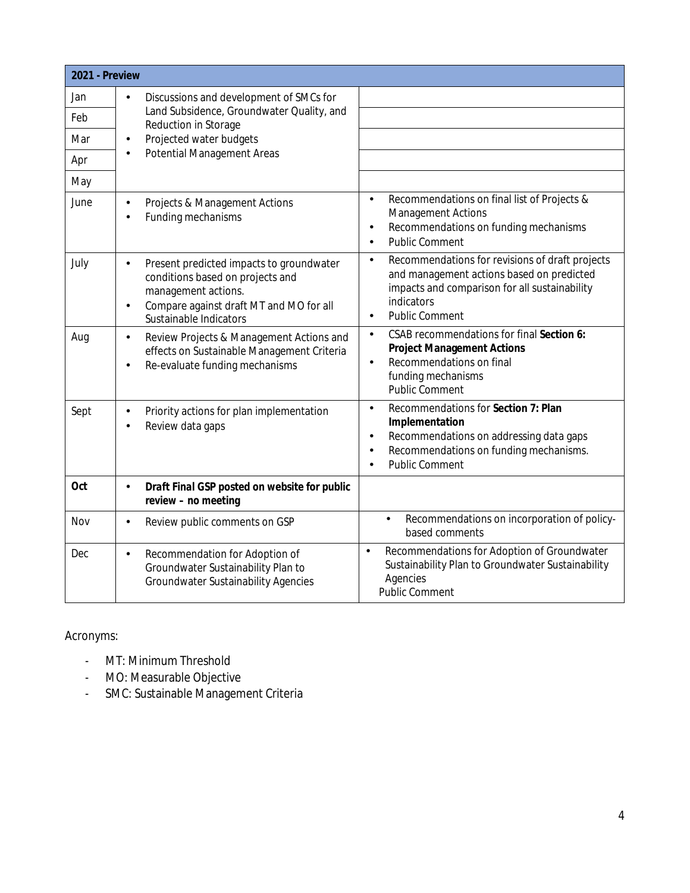| 2021 - Preview | | |
|---|---|---|
| Jan | • Discussions and development of SMCs for Land Subsidence, Groundwater Quality, and Reduction in Storage<br>• Projected water budgets<br>• Potential Management Areas | |
| Feb | | |
| Mar | | |
| Apr | | |
| May | | |
| June | • Projects & Management Actions<br>• Funding mechanisms | • Recommendations on final list of Projects & Management Actions<br>• Recommendations on funding mechanisms<br>• Public Comment |
| July | • Present predicted impacts to groundwater conditions based on projects and management actions.<br>• Compare against draft MT and MO for all Sustainable Indicators | • Recommendations for revisions of draft projects and management actions based on predicted impacts and comparison for all sustainability indicators<br>• Public Comment |
| Aug | • Review Projects & Management Actions and effects on Sustainable Management Criteria<br>• Re-evaluate funding mechanisms | • CSAB recommendations for final **Section 6: Project Management Actions**<br>• Recommendations on final funding mechanisms Public Comment |
| Sept | • Priority actions for plan implementation<br>• Review data gaps | • Recommendations for **Section 7: Plan Implementation**<br>• Recommendations on addressing data gaps<br>• Recommendations on funding mechanisms.<br>• Public Comment |
| **Oct** | • **Draft Final GSP posted on website for public review – no meeting** | |
| Nov | • Review public comments on GSP | • Recommendations on incorporation of policy-based comments |
| Dec | • Recommendation for Adoption of Groundwater Sustainability Plan to Groundwater Sustainability Agencies | • Recommendations for Adoption of Groundwater Sustainability Plan to Groundwater Sustainability Agencies<br>Public Comment |

Acronyms:

- MT: Minimum Threshold
- MO: Measurable Objective
- SMC: Sustainable Management Criteria